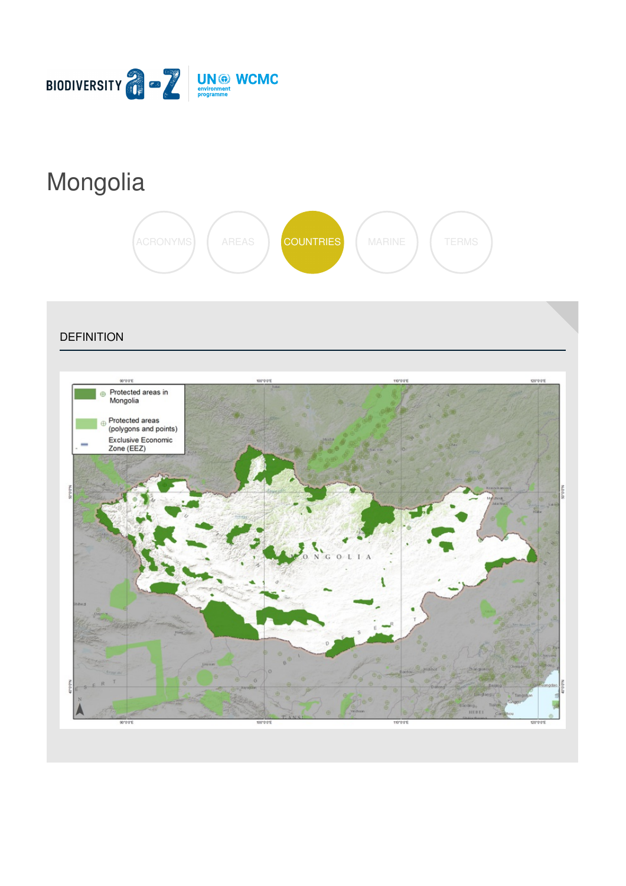# Mongolia

ACRONYMS AREAS COUNTRIES MARINE TERMS

## DEFINITION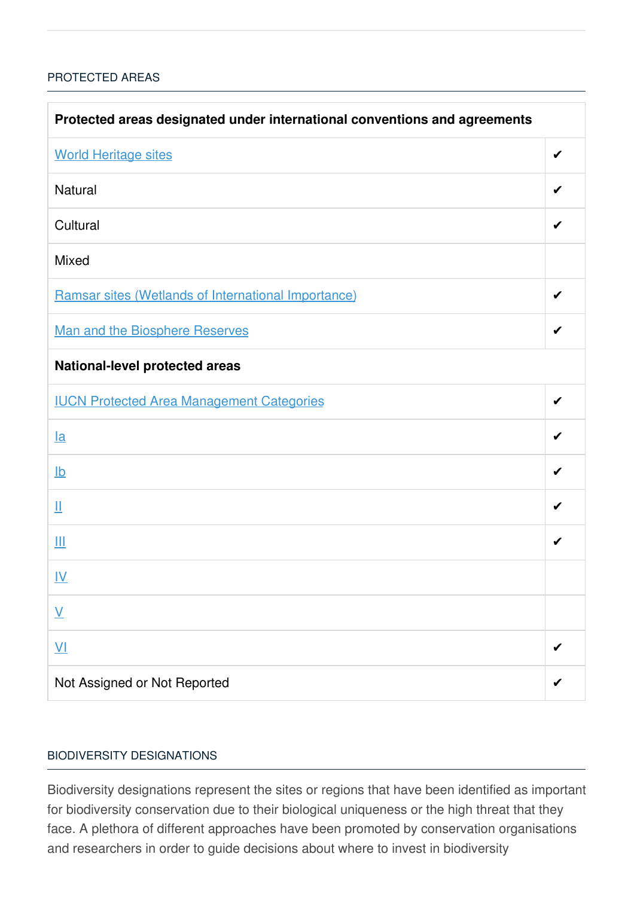## PROTECTED AREAS

| Protected areas designated under international conventions and agreements | |
|---|---|
| World Heritage sites | ✔ |
| Natural | ✔ |
| Cultural | ✔ |
| Mixed | |
| Ramsar sites (Wetlands of International Importance) | ✔ |
| Man and the Biosphere Reserves | ✔ |
| **National-level protected areas** | |
| IUCN Protected Area Management Categories | ✔ |
| Ia | ✔ |
| Ib | ✔ |
| II | ✔ |
| III | ✔ |
| IV | |
| V | |
| VI | ✔ |
| Not Assigned or Not Reported | ✔ |

## BIODIVERSITY DESIGNATIONS

Biodiversity designations represent the sites or regions that have been identified as important for biodiversity conservation due to their biological uniqueness or the high threat that they face. A plethora of different approaches have been promoted by conservation organisations and researchers in order to guide decisions about where to invest in biodiversity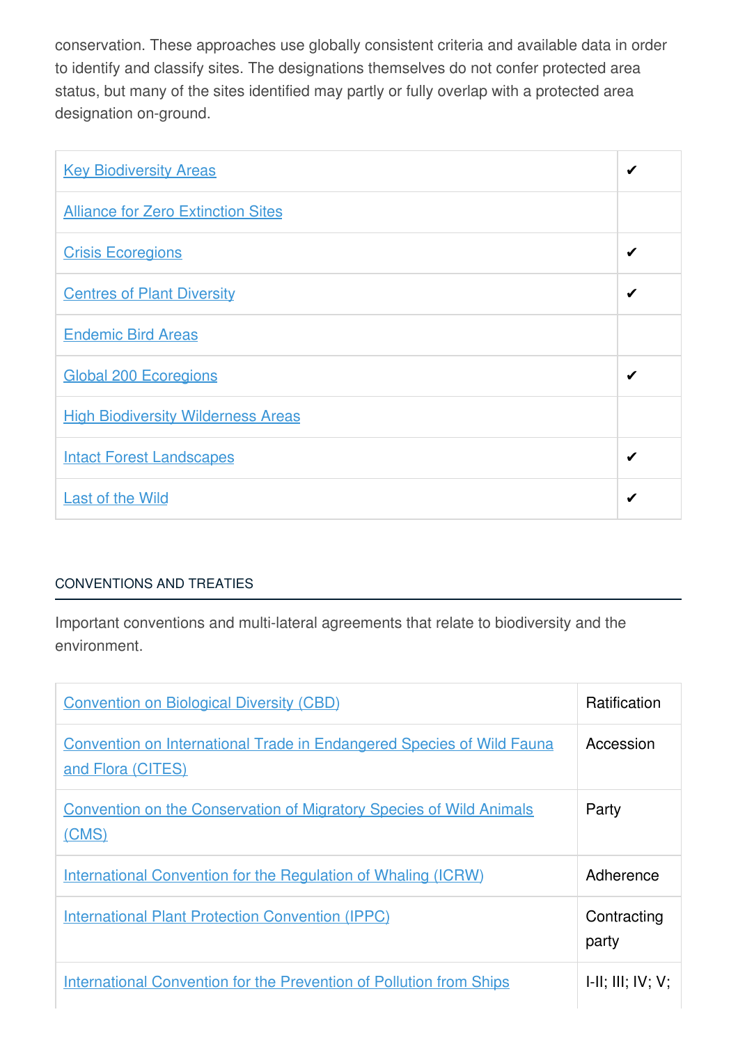conservation. These approaches use globally consistent criteria and available data in order to identify and classify sites. The designations themselves do not confer protected area status, but many of the sites identified may partly or fully overlap with a protected area designation on-ground.

| | |
|---|---|
| Key Biodiversity Areas | ✔ |
| Alliance for Zero Extinction Sites | |
| Crisis Ecoregions | ✔ |
| Centres of Plant Diversity | ✔ |
| Endemic Bird Areas | |
| Global 200 Ecoregions | ✔ |
| High Biodiversity Wilderness Areas | |
| Intact Forest Landscapes | ✔ |
| Last of the Wild | ✔ |

## CONVENTIONS AND TREATIES

Important conventions and multi-lateral agreements that relate to biodiversity and the environment.

| | |
|---|---|
| Convention on Biological Diversity (CBD) | Ratification |
| Convention on International Trade in Endangered Species of Wild Fauna and Flora (CITES) | Accession |
| Convention on the Conservation of Migratory Species of Wild Animals (CMS) | Party |
| International Convention for the Regulation of Whaling (ICRW) | Adherence |
| International Plant Protection Convention (IPPC) | Contracting party |
| International Convention for the Prevention of Pollution from Ships | I-II; III; IV; V; |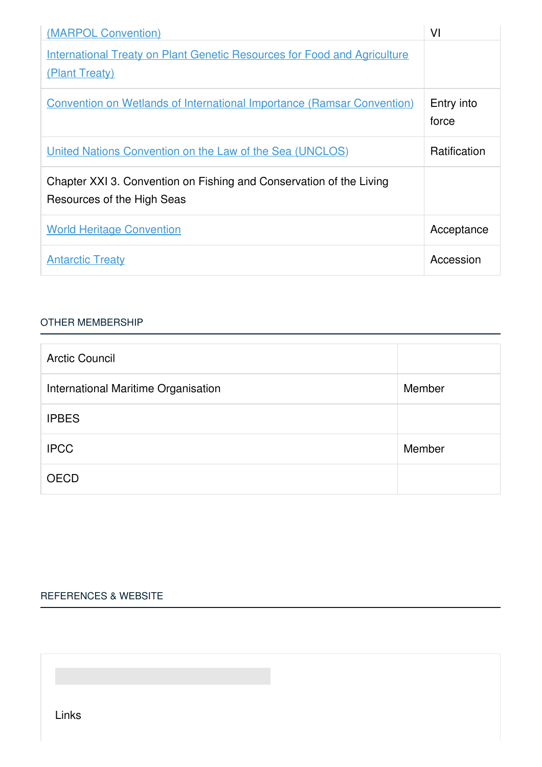| | |
|---|---|
| (MARPOL Convention) | VI |
| International Treaty on Plant Genetic Resources for Food and Agriculture (Plant Treaty) | |
| Convention on Wetlands of International Importance (Ramsar Convention) | Entry into force |
| United Nations Convention on the Law of the Sea (UNCLOS) | Ratification |
| Chapter XXI 3. Convention on Fishing and Conservation of the Living Resources of the High Seas | |
| World Heritage Convention | Acceptance |
| Antarctic Treaty | Accession |

## OTHER MEMBERSHIP

| | |
|---|---|
| Arctic Council | |
| International Maritime Organisation | Member |
| IPBES | |
| IPCC | Member |
| OECD | |

## REFERENCES & WEBSITE

Links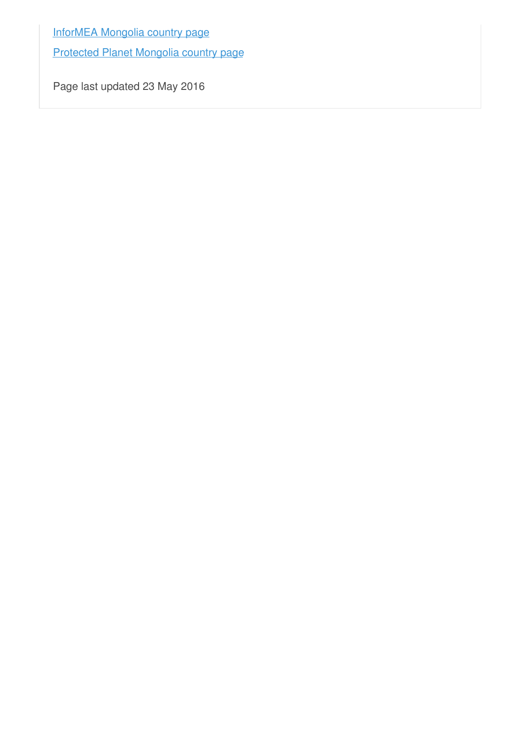[InforMEA Mongolia country page]

[Protected Planet Mongolia country page]

Page last updated 23 May 2016